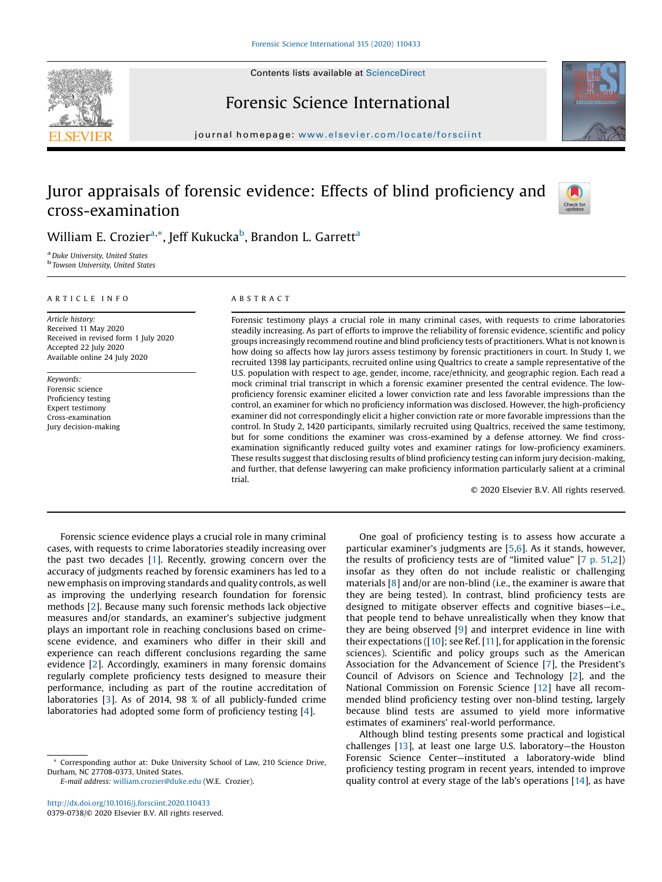# Juror appraisals of forensic evidence: Effects of blind proficiency and cross-examination

William E. Crozier[a,*], Jeff Kukucka[b], Brandon L. Garrett[a]

[a] Duke University, United States
[b] Towson University, United States

## ARTICLE INFO

*Article history:*
Received 11 May 2020
Received in revised form 1 July 2020
Accepted 22 July 2020
Available online 24 July 2020

*Keywords:*
Forensic science
Proficiency testing
Expert testimony
Cross-examination
Jury decision-making

## ABSTRACT

Forensic testimony plays a crucial role in many criminal cases, with requests to crime laboratories steadily increasing. As part of efforts to improve the reliability of forensic evidence, scientific and policy groups increasingly recommend routine and blind proficiency tests of practitioners. What is not known is how doing so affects how lay jurors assess testimony by forensic practitioners in court. In Study 1, we recruited 1398 lay participants, recruited online using Qualtrics to create a sample representative of the U.S. population with respect to age, gender, income, race/ethnicity, and geographic region. Each read a mock criminal trial transcript in which a forensic examiner presented the central evidence. The low-proficiency forensic examiner elicited a lower conviction rate and less favorable impressions than the control, an examiner for which no proficiency information was disclosed. However, the high-proficiency examiner did not correspondingly elicit a higher conviction rate or more favorable impressions than the control. In Study 2, 1420 participants, similarly recruited using Qualtrics, received the same testimony, but for some conditions the examiner was cross-examined by a defense attorney. We find cross-examination significantly reduced guilty votes and examiner ratings for low-proficiency examiners. These results suggest that disclosing results of blind proficiency testing can inform jury decision-making, and further, that defense lawyering can make proficiency information particularly salient at a criminal trial.

© 2020 Elsevier B.V. All rights reserved.

Forensic science evidence plays a crucial role in many criminal cases, with requests to crime laboratories steadily increasing over the past two decades [1]. Recently, growing concern over the accuracy of judgments reached by forensic examiners has led to a new emphasis on improving standards and quality controls, as well as improving the underlying research foundation for forensic methods [2]. Because many such forensic methods lack objective measures and/or standards, an examiner's subjective judgment plays an important role in reaching conclusions based on crime-scene evidence, and examiners who differ in their skill and experience can reach different conclusions regarding the same evidence [2]. Accordingly, examiners in many forensic domains regularly complete proficiency tests designed to measure their performance, including as part of the routine accreditation of laboratories [3]. As of 2014, 98 % of all publicly-funded crime laboratories had adopted some form of proficiency testing [4].

One goal of proficiency testing is to assess how accurate a particular examiner's judgments are [5,6]. As it stands, however, the results of proficiency tests are of "limited value" [7 p. 51,2]) insofar as they often do not include realistic or challenging materials [8] and/or are non-blind (i.e., the examiner is aware that they are being tested). In contrast, blind proficiency tests are designed to mitigate observer effects and cognitive biases—i.e., that people tend to behave unrealistically when they know that they are being observed [9] and interpret evidence in line with their expectations ([10]; see Ref. [11], for application in the forensic sciences). Scientific and policy groups such as the American Association for the Advancement of Science [7], the President's Council of Advisors on Science and Technology [2], and the National Commission on Forensic Science [12] have all recommended blind proficiency testing over non-blind testing, largely because blind tests are assumed to yield more informative estimates of examiners' real-world performance.

Although blind testing presents some practical and logistical challenges [13], at least one large U.S. laboratory—the Houston Forensic Science Center—instituted a laboratory-wide blind proficiency testing program in recent years, intended to improve quality control at every stage of the lab's operations [14], as have

* Corresponding author at: Duke University School of Law, 210 Science Drive, Durham, NC 27708-0373, United States.
*E-mail address:* william.crozier@duke.edu (W.E. Crozier).

http://dx.doi.org/10.1016/j.forsciint.2020.110433
0379-0738/© 2020 Elsevier B.V. All rights reserved.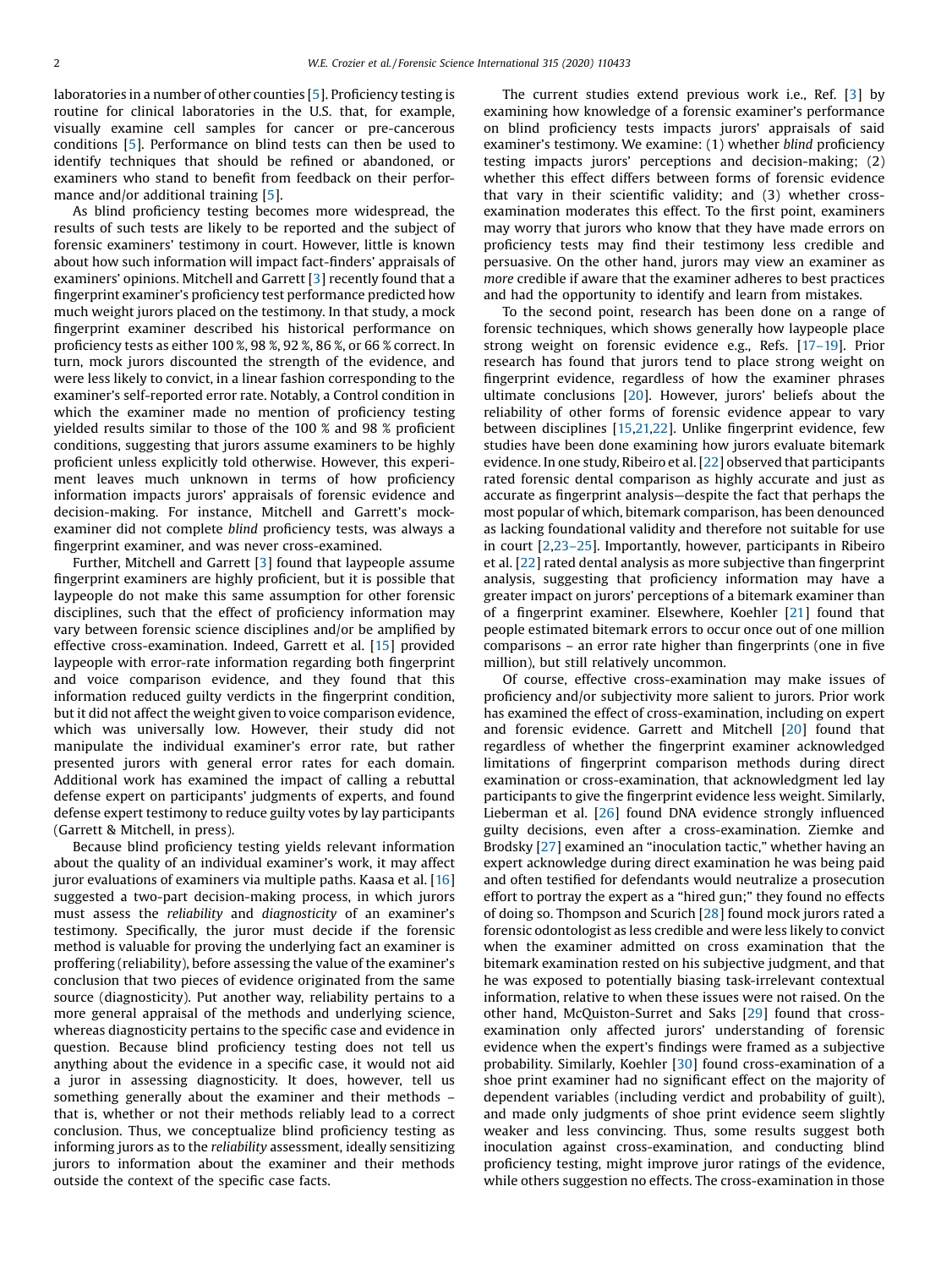laboratories in a number of other counties [5]. Proficiency testing is routine for clinical laboratories in the U.S. that, for example, visually examine cell samples for cancer or pre-cancerous conditions [5]. Performance on blind tests can then be used to identify techniques that should be refined or abandoned, or examiners who stand to benefit from feedback on their performance and/or additional training [5].

As blind proficiency testing becomes more widespread, the results of such tests are likely to be reported and the subject of forensic examiners' testimony in court. However, little is known about how such information will impact fact-finders' appraisals of examiners' opinions. Mitchell and Garrett [3] recently found that a fingerprint examiner's proficiency test performance predicted how much weight mock jurors placed on the testimony. In that study, a mock fingerprint examiner described his historical performance on proficiency tests as either 100 %, 98 %, 92 %, 86 %, or 66 % correct. In turn, mock jurors discounted the strength of the evidence, and were less likely to convict, in a linear fashion corresponding to the examiner's self-reported error rate. Notably, a Control condition in which the examiner made no mention of proficiency testing yielded results similar to those of the 100 % and 98 % proficient conditions, suggesting that jurors assume examiners to be highly proficient unless explicitly told otherwise. However, this experiment leaves much unknown in terms of how proficiency information impacts jurors' appraisals of forensic evidence and decision-making. For instance, Mitchell and Garrett's mock-examiner did not complete *blind* proficiency tests, was always a fingerprint examiner, and was never cross-examined.

Further, Mitchell and Garrett [3] found that laypeople assume fingerprint examiners are highly proficient, but it is possible that laypeople do not make this same assumption for other forensic disciplines, such that the effect of proficiency information may vary between forensic science disciplines and/or be amplified by effective cross-examination. Indeed, Garrett et al. [15] provided laypeople with error-rate information regarding both fingerprint and voice comparison evidence, and they found that this information reduced guilty verdicts in the fingerprint condition, but it did not affect the weight given to voice comparison evidence, which was universally low. However, their study did not manipulate the individual examiner's error rate, but rather presented jurors with general error rates for each domain. Additional work has examined the impact of calling a rebuttal defense expert on participants' judgments of experts, and found defense expert testimony to reduce guilty votes by lay participants (Garrett & Mitchell, in press).

Because blind proficiency testing yields relevant information about the quality of an individual examiner's work, it may affect juror evaluations of examiners via multiple paths. Kaasa et al. [16] suggested a two-part decision-making process, in which jurors must assess the *reliability* and *diagnosticity* of an examiner's testimony. Specifically, the juror must decide if the forensic method is valuable for proving the underlying fact an examiner is proffering (reliability), before assessing the value of the examiner's conclusion that two pieces of evidence originated from the same source (diagnosticity). Put another way, reliability pertains to a more general appraisal of the methods and underlying science, whereas diagnosticity pertains to the specific case and evidence in question. Because blind proficiency testing does not tell us anything about the evidence in a specific case, it would not aid a juror in assessing diagnosticity. It does, however, tell us something generally about the examiner and their methods – that is, whether or not their methods reliably lead to a correct conclusion. Thus, we conceptualize blind proficiency testing as informing jurors as to the *reliability* assessment, ideally sensitizing jurors to information about the examiner and their methods outside the context of the specific case facts.

The current studies extend previous work i.e., Ref. [3] by examining how knowledge of a forensic examiner's performance on blind proficiency tests impacts jurors' appraisals of said examiner's testimony. We examine: (1) whether *blind* proficiency testing impacts jurors' perceptions and decision-making; (2) whether this effect differs between forms of forensic evidence that vary in their scientific validity; and (3) whether cross-examination moderates this effect. To the first point, examiners may worry that jurors who know that they have made errors on proficiency tests may find their testimony less credible and persuasive. On the other hand, jurors may view an examiner as *more* credible if aware that the examiner adheres to best practices and had the opportunity to identify and learn from mistakes.

To the second point, research has been done on a range of forensic techniques, which shows generally how laypeople place strong weight on forensic evidence e.g., Refs. [17–19]. Prior research has found that jurors tend to place strong weight on fingerprint evidence, regardless of how the examiner phrases ultimate conclusions [20]. However, jurors' beliefs about the reliability of other forms of forensic evidence appear to vary between disciplines [15,21,22]. Unlike fingerprint evidence, few studies have been done examining how jurors evaluate bitemark evidence. In one study, Ribeiro et al. [22] observed that participants rated forensic dental comparison as highly accurate and just as accurate as fingerprint analysis—despite the fact that perhaps the most popular of which, bitemark comparison, has been denounced as lacking foundational validity and therefore not suitable for use in court [2,23–25]. Importantly, however, participants in Ribeiro et al. [22] rated dental analysis as more subjective than fingerprint analysis, suggesting that proficiency information may have a greater impact on jurors' perceptions of a bitemark examiner than of a fingerprint examiner. Elsewhere, Koehler [21] found that people estimated bitemark errors to occur once out of one million comparisons – an error rate higher than fingerprints (one in five million), but still relatively uncommon.

Of course, effective cross-examination may make issues of proficiency and/or subjectivity more salient to jurors. Prior work has examined the effect of cross-examination, including on expert and forensic evidence. Garrett and Mitchell [20] found that regardless of whether the fingerprint examiner acknowledged limitations of fingerprint comparison methods during direct examination or cross-examination, that acknowledgment led lay participants to give the fingerprint evidence less weight. Similarly, Lieberman et al. [26] found DNA evidence strongly influenced guilty decisions, even after a cross-examination. Ziemke and Brodsky [27] examined an "inoculation tactic," whether having an expert acknowledge during direct examination he was being paid and often testified for defendants would neutralize a prosecution effort to portray the expert as a "hired gun;" they found no effects of doing so. Thompson and Scurich [28] found mock jurors rated a forensic odontologist as less credible and were less likely to convict when the examiner admitted on cross examination that the bitemark examination rested on his subjective judgment, and that he was exposed to potentially biasing task-irrelevant contextual information, relative to when these issues were not raised. On the other hand, McQuiston-Surret and Saks [29] found that cross-examination only affected jurors' understanding of forensic evidence when the expert's findings were framed as a subjective probability. Similarly, Koehler [30] found cross-examination of a shoe print examiner had no significant effect on the majority of dependent variables (including verdict and probability of guilt), and made only judgments of shoe print evidence seem slightly weaker and less convincing. Thus, some results suggest both inoculation against cross-examination, and conducting blind proficiency testing, might improve juror ratings of the evidence, while others suggestion no effects. The cross-examination in those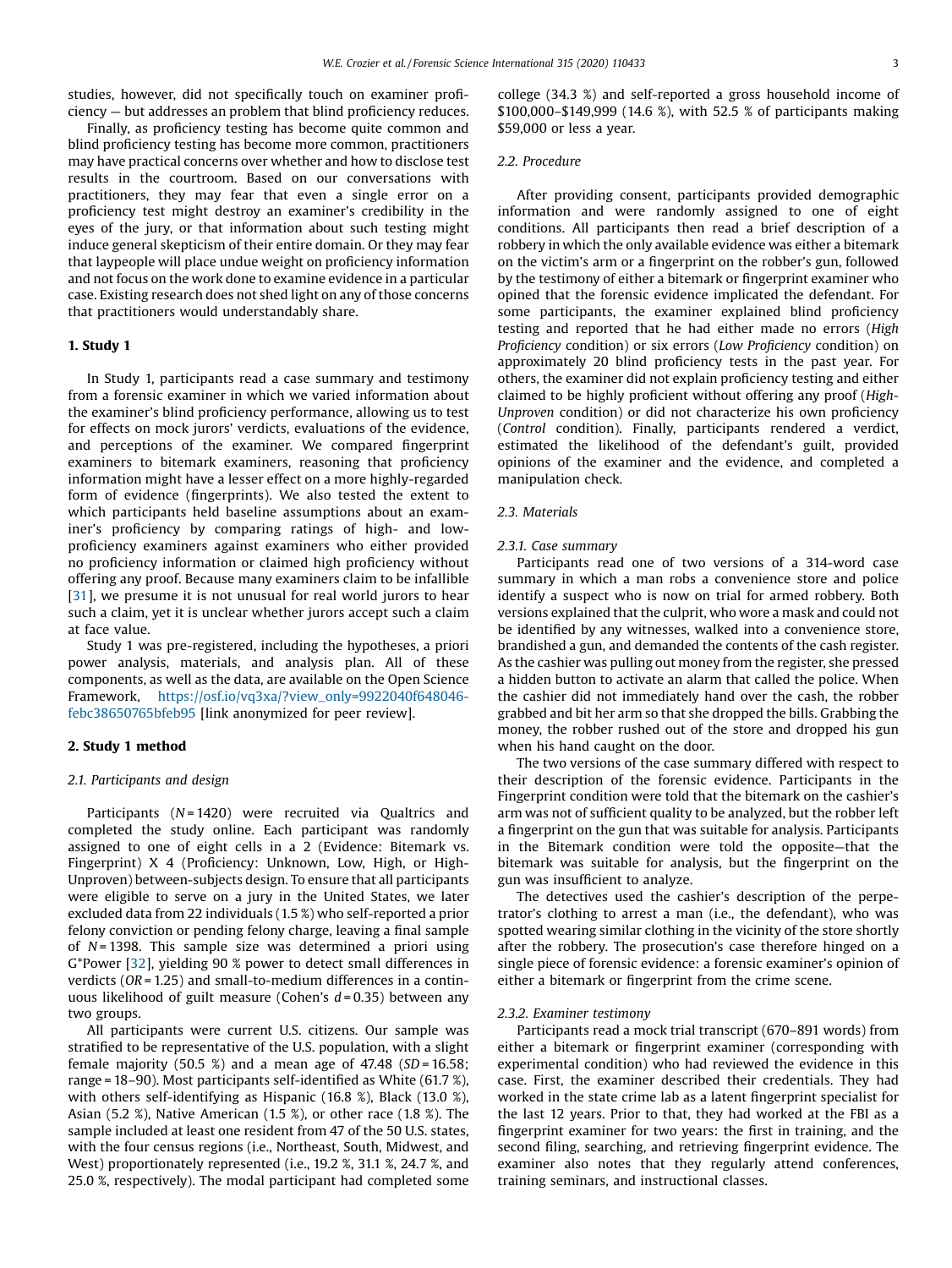studies, however, did not specifically touch on examiner proficiency — but addresses an problem that blind proficiency reduces.

Finally, as proficiency testing has become quite common and blind proficiency testing has become more common, practitioners may have practical concerns over whether and how to disclose test results in the courtroom. Based on our conversations with practitioners, they may fear that even a single error on a proficiency test might destroy an examiner's credibility in the eyes of the jury, or that information about such testing might induce general skepticism of their entire domain. Or they may fear that laypeople will place undue weight on proficiency information and not focus on the work done to examine evidence in a particular case. Existing research does not shed light on any of those concerns that practitioners would understandably share.

## 1. Study 1

In Study 1, participants read a case summary and testimony from a forensic examiner in which we varied information about the examiner's blind proficiency performance, allowing us to test for effects on mock jurors' verdicts, evaluations of the evidence, and perceptions of the examiner. We compared fingerprint examiners to bitemark examiners, reasoning that proficiency information might have a lesser effect on a more highly-regarded form of evidence (fingerprints). We also tested the extent to which participants held baseline assumptions about an examiner's proficiency by comparing ratings of high- and low-proficiency examiners against examiners who either provided no proficiency information or claimed high proficiency without offering any proof. Because many examiners claim to be infallible [31], we presume it is not unusual for real world jurors to hear such a claim, yet it is unclear whether jurors accept such a claim at face value.

Study 1 was pre-registered, including the hypotheses, a priori power analysis, materials, and analysis plan. All of these components, as well as the data, are available on the Open Science Framework, https://osf.io/vq3xa/?view_only=9922040f648046febc38650765bfeb95 [link anonymized for peer review].

## 2. Study 1 method

### 2.1. Participants and design

Participants ($N = 1420$) were recruited via Qualtrics and completed the study online. Each participant was randomly assigned to one of eight cells in a 2 (Evidence: Bitemark vs. Fingerprint) X 4 (Proficiency: Unknown, Low, High, or High-Unproven) between-subjects design. To ensure that all participants were eligible to serve on a jury in the United States, we later excluded data from 22 individuals (1.5 %) who self-reported a prior felony conviction or pending felony charge, leaving a final sample of $N = 1398$. This sample size was determined a priori using G*Power [32], yielding 90 % power to detect small differences in verdicts ($OR = 1.25$) and small-to-medium differences in a continuous likelihood of guilt measure (Cohen's $d = 0.35$) between any two groups.

All participants were current U.S. citizens. Our sample was stratified to be representative of the U.S. population, with a slight female majority (50.5 %) and a mean age of 47.48 ($SD = 16.58$; range = 18–90). Most participants self-identified as White (61.7 %), with others self-identifying as Hispanic (16.8 %), Black (13.0 %), Asian (5.2 %), Native American (1.5 %), or other race (1.8 %). The sample included at least one resident from 47 of the 50 U.S. states, with the four census regions (i.e., Northeast, South, Midwest, and West) proportionately represented (i.e., 19.2 %, 31.1 %, 24.7 %, and 25.0 %, respectively). The modal participant had completed some college (34.3 %) and self-reported a gross household income of \$100,000–\$149,999 (14.6 %), with 52.5 % of participants making \$59,000 or less a year.

### 2.2. Procedure

After providing consent, participants provided demographic information and were randomly assigned to one of eight conditions. All participants then read a brief description of a robbery in which the only available evidence was either a bitemark on the victim's arm or a fingerprint on the robber's gun, followed by the testimony of either a bitemark or fingerprint examiner who opined that the forensic evidence implicated the defendant. For some participants, the examiner explained blind proficiency testing and reported that he had either made no errors (*High Proficiency* condition) or six errors (*Low Proficiency* condition) on approximately 20 blind proficiency tests in the past year. For others, the examiner did not explain proficiency testing and either claimed to be highly proficient without offering any proof (*High-Unproven* condition) or did not characterize his own proficiency (*Control* condition). Finally, participants rendered a verdict, estimated the likelihood of the defendant's guilt, provided opinions of the examiner and the evidence, and completed a manipulation check.

### 2.3. Materials

#### 2.3.1. Case summary

Participants read one of two versions of a 314-word case summary in which a man robs a convenience store and police identify a suspect who is now on trial for armed robbery. Both versions explained that the culprit, who wore a mask and could not be identified by any witnesses, walked into a convenience store, brandished a gun, and demanded the contents of the cash register. As the cashier was pulling out money from the register, she pressed a hidden button to activate an alarm that called the police. When the cashier did not immediately hand over the cash, the robber grabbed and bit her arm so that she dropped the bills. Grabbing the money, the robber rushed out of the store and dropped his gun when his hand caught on the door.

The two versions of the case summary differed with respect to their description of the forensic evidence. Participants in the Fingerprint condition were told that the bitemark on the cashier's arm was not of sufficient quality to be analyzed, but the robber left a fingerprint on the gun that was suitable for analysis. Participants in the Bitemark condition were told the opposite—that the bitemark was suitable for analysis, but the fingerprint on the gun was insufficient to analyze.

The detectives used the cashier's description of the perpetrator's clothing to arrest a man (i.e., the defendant), who was spotted wearing similar clothing in the vicinity of the store shortly after the robbery. The prosecution's case therefore hinged on a single piece of forensic evidence: a forensic examiner's opinion of either a bitemark or fingerprint from the crime scene.

#### 2.3.2. Examiner testimony

Participants read a mock trial transcript (670–891 words) from either a bitemark or fingerprint examiner (corresponding with experimental condition) who had reviewed the evidence in this case. First, the examiner described their credentials. They had worked in the state crime lab as a latent fingerprint specialist for the last 12 years. Prior to that, they had worked at the FBI as a fingerprint examiner for two years: the first in training, and the second filing, searching, and retrieving fingerprint evidence. The examiner also notes that they regularly attend conferences, training seminars, and instructional classes.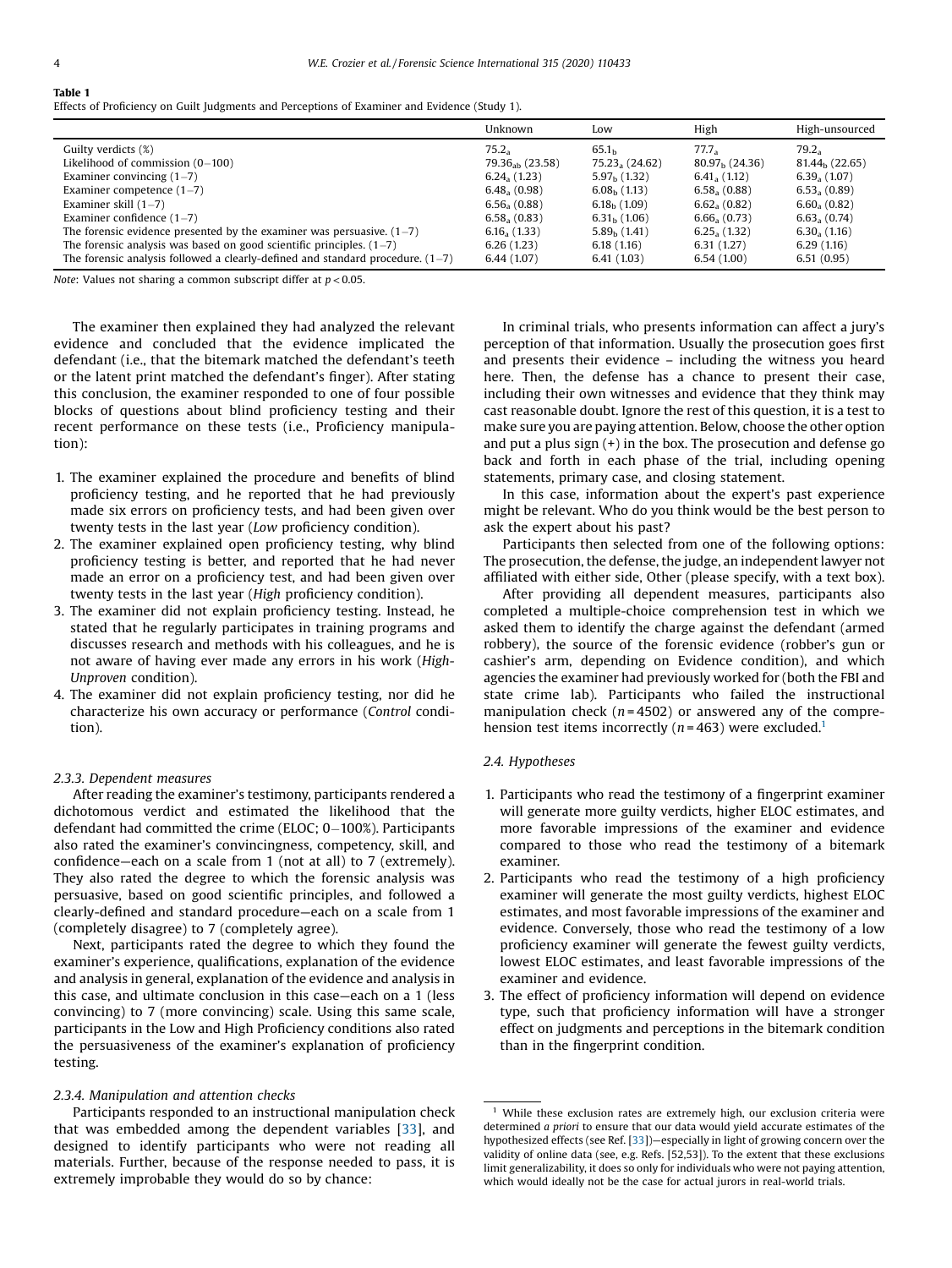**Table 1**
Effects of Proficiency on Guilt Judgments and Perceptions of Examiner and Evidence (Study 1).

| | Unknown | Low | High | High-unsourced |
|---|---|---|---|---|
| Guilty verdicts (%) | $75.2_a$ | $65.1_b$ | $77.7_a$ | $79.2_a$ |
| Likelihood of commission (0−100) | $79.36_{ab}$ (23.58) | $75.23_a$ (24.62) | $80.97_b$ (24.36) | $81.44_b$ (22.65) |
| Examiner convincing (1−7) | $6.24_a$ (1.23) | $5.97_b$ (1.32) | $6.41_a$ (1.12) | $6.39_a$ (1.07) |
| Examiner competence (1−7) | $6.48_a$ (0.98) | $6.08_b$ (1.13) | $6.58_a$ (0.88) | $6.53_a$ (0.89) |
| Examiner skill (1−7) | $6.56_a$ (0.88) | $6.18_b$ (1.09) | $6.62_a$ (0.82) | $6.60_a$ (0.82) |
| Examiner confidence (1−7) | $6.58_a$ (0.83) | $6.31_b$ (1.06) | $6.66_a$ (0.73) | $6.63_a$ (0.74) |
| The forensic evidence presented by the examiner was persuasive. (1−7) | $6.16_a$ (1.33) | $5.89_b$ (1.41) | $6.25_a$ (1.32) | $6.30_a$ (1.16) |
| The forensic analysis was based on good scientific principles. (1−7) | 6.26 (1.23) | 6.18 (1.16) | 6.31 (1.27) | 6.29 (1.16) |
| The forensic analysis followed a clearly-defined and standard procedure. (1−7) | 6.44 (1.07) | 6.41 (1.03) | 6.54 (1.00) | 6.51 (0.95) |

*Note*: Values not sharing a common subscript differ at $p < 0.05$.

The examiner then explained they had analyzed the relevant evidence and concluded that the evidence implicated the defendant (i.e., that the bitemark matched the defendant's teeth or the latent print matched the defendant's finger). After stating this conclusion, the examiner responded to one of four possible blocks of questions about blind proficiency testing and their recent performance on these tests (i.e., Proficiency manipulation):

1. The examiner explained the procedure and benefits of blind proficiency testing, and he reported that he had previously made six errors on proficiency tests, and had been given over twenty tests in the last year (*Low* proficiency condition).
2. The examiner explained open proficiency testing, why blind proficiency testing is better, and reported that he had never made an error on a proficiency test, and had been given over twenty tests in the last year (*High* proficiency condition).
3. The examiner did not explain proficiency testing. Instead, he stated that he regularly participates in training programs and discusses research and methods with his colleagues, and he is not aware of having ever made any errors in his work (*High-Unproven* condition).
4. The examiner did not explain proficiency testing, nor did he characterize his own accuracy or performance (*Control* condition).

### 2.3.3. Dependent measures

After reading the examiner's testimony, participants rendered a dichotomous verdict and estimated the likelihood that the defendant had committed the crime (ELOC; 0−100%). Participants also rated the examiner's convincingness, competency, skill, and confidence—each on a scale from 1 (not at all) to 7 (extremely). They also rated the degree to which the forensic analysis was persuasive, based on good scientific principles, and followed a clearly-defined and standard procedure—each on a scale from 1 (completely disagree) to 7 (completely agree).

Next, participants rated the degree to which they found the examiner's experience, qualifications, explanation of the evidence and analysis in general, explanation of the evidence and analysis in this case, and ultimate conclusion in this case—each on a 1 (less convincing) to 7 (more convincing) scale. Using this same scale, participants in the Low and High Proficiency conditions also rated the persuasiveness of the examiner's explanation of proficiency testing.

### 2.3.4. Manipulation and attention checks

Participants responded to an instructional manipulation check that was embedded among the dependent variables [33], and designed to identify participants who were not reading all materials. Further, because of the response needed to pass, it is extremely improbable they would do so by chance:

In criminal trials, who presents information can affect a jury's perception of that information. Usually the prosecution goes first and presents their evidence – including the witness you heard here. Then, the defense has a chance to present their case, including their own witnesses and evidence that they think may cast reasonable doubt. Ignore the rest of this question, it is a test to make sure you are paying attention. Below, choose the other option and put a plus sign (+) in the box. The prosecution and defense go back and forth in each phase of the trial, including opening statements, primary case, and closing statement.

In this case, information about the expert's past experience might be relevant. Who do you think would be the best person to ask the expert about his past?

Participants then selected from one of the following options: The prosecution, the defense, the judge, an independent lawyer not affiliated with either side, Other (please specify, with a text box).

After providing all dependent measures, participants also completed a multiple-choice comprehension test in which we asked them to identify the charge against the defendant (armed robbery), the source of the forensic evidence (robber's gun or cashier's arm, depending on Evidence condition), and which agencies the examiner had previously worked for (both the FBI and state crime lab). Participants who failed the instructional manipulation check ($n = 4502$) or answered any of the comprehension test items incorrectly ($n = 463$) were excluded.[1]

## 2.4. Hypotheses

1. Participants who read the testimony of a fingerprint examiner will generate more guilty verdicts, higher ELOC estimates, and more favorable impressions of the examiner and evidence compared to those who read the testimony of a bitemark examiner.
2. Participants who read the testimony of a high proficiency examiner will generate the most guilty verdicts, highest ELOC estimates, and most favorable impressions of the examiner and evidence. Conversely, those who read the testimony of a low proficiency examiner will generate the fewest guilty verdicts, lowest ELOC estimates, and least favorable impressions of the examiner and evidence.
3. The effect of proficiency information will depend on evidence type, such that proficiency information will have a stronger effect on judgments and perceptions in the bitemark condition than in the fingerprint condition.

[1] While these exclusion rates are extremely high, our exclusion criteria were determined *a priori* to ensure that our data would yield accurate estimates of the hypothesized effects (see Ref. [33])—especially in light of growing concern over the validity of online data (see, e.g. Refs. [52,53]). To the extent that these exclusions limit generalizability, it does so only for individuals who were not paying attention, which would ideally not be the case for actual jurors in real-world trials.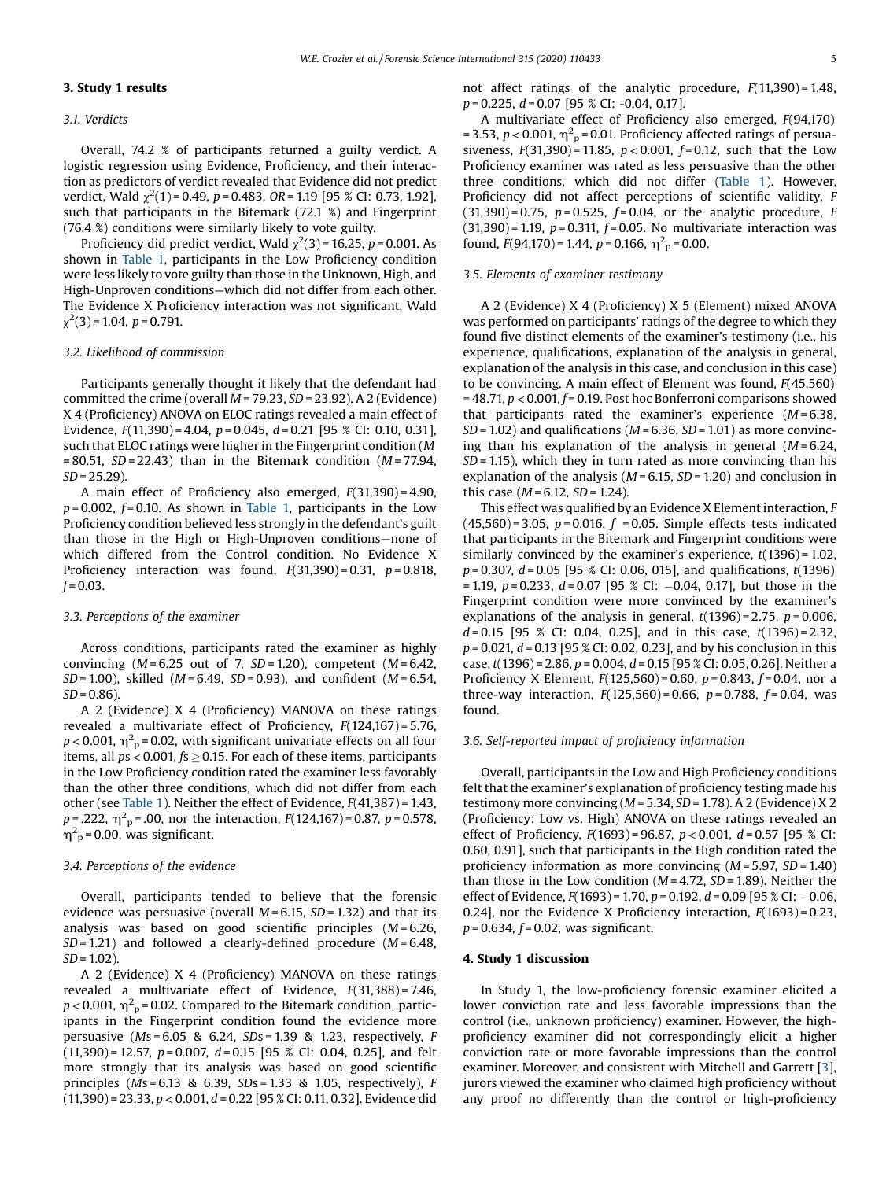## 3. Study 1 results

### 3.1. Verdicts

Overall, 74.2 % of participants returned a guilty verdict. A logistic regression using Evidence, Proficiency, and their interaction as predictors of verdict revealed that Evidence did not predict verdict, Wald $\chi^2(1) = 0.49$, $p = 0.483$, $OR = 1.19$ [95 % CI: 0.73, 1.92], such that participants in the Bitemark (72.1 %) and Fingerprint (76.4 %) conditions were similarly likely to vote guilty.

Proficiency did predict verdict, Wald $\chi^2(3) = 16.25$, $p = 0.001$. As shown in Table 1, participants in the Low Proficiency condition were less likely to vote guilty than those in the Unknown, High, and High-Unproven conditions—which did not differ from each other. The Evidence X Proficiency interaction was not significant, Wald $\chi^2(3) = 1.04$, $p = 0.791$.

### 3.2. Likelihood of commission

Participants generally thought it likely that the defendant had committed the crime (overall $M = 79.23$, $SD = 23.92$). A 2 (Evidence) X 4 (Proficiency) ANOVA on ELOC ratings revealed a main effect of Evidence, $F(11{,}390) = 4.04$, $p = 0.045$, $d = 0.21$ [95 % CI: 0.10, 0.31], such that ELOC ratings were higher in the Fingerprint condition ($M = 80.51$, $SD = 22.43$) than in the Bitemark condition ($M = 77.94$, $SD = 25.29$).

A main effect of Proficiency also emerged, $F(31{,}390) = 4.90$, $p = 0.002$, $f = 0.10$. As shown in Table 1, participants in the Low Proficiency condition believed less strongly in the defendant's guilt than those in the High or High-Unproven conditions—none of which differed from the Control condition. No Evidence X Proficiency interaction was found, $F(31{,}390) = 0.31$, $p = 0.818$, $f = 0.03$.

### 3.3. Perceptions of the examiner

Across conditions, participants rated the examiner as highly convincing ($M = 6.25$ out of 7, $SD = 1.20$), competent ($M = 6.42$, $SD = 1.00$), skilled ($M = 6.49$, $SD = 0.93$), and confident ($M = 6.54$, $SD = 0.86$).

A 2 (Evidence) X 4 (Proficiency) MANOVA on these ratings revealed a multivariate effect of Proficiency, $F(124{,}167) = 5.76$, $p < 0.001$, $\eta^2_p = 0.02$, with significant univariate effects on all four items, all $ps < 0.001$, $fs \geq 0.15$. For each of these items, participants in the Low Proficiency condition rated the examiner less favorably than the other three conditions, which did not differ from each other (see Table 1). Neither the effect of Evidence, $F(41{,}387) = 1.43$, $p = .222$, $\eta^2_p = .00$, nor the interaction, $F(124{,}167) = 0.87$, $p = 0.578$, $\eta^2_p = 0.00$, was significant.

### 3.4. Perceptions of the evidence

Overall, participants tended to believe that the forensic evidence was persuasive (overall $M = 6.15$, $SD = 1.32$) and that its analysis was based on good scientific principles ($M = 6.26$, $SD = 1.21$) and followed a clearly-defined procedure ($M = 6.48$, $SD = 1.02$).

A 2 (Evidence) X 4 (Proficiency) MANOVA on these ratings revealed a multivariate effect of Evidence, $F(31{,}388) = 7.46$, $p < 0.001$, $\eta^2_p = 0.02$. Compared to the Bitemark condition, participants in the Fingerprint condition found the evidence more persuasive ($Ms = 6.05$ & $6.24$, $SDs = 1.39$ & $1.23$, respectively, $F(11{,}390) = 12.57$, $p = 0.007$, $d = 0.15$ [95 % CI: 0.04, 0.25], and felt more strongly that its analysis was based on good scientific principles ($Ms = 6.13$ & $6.39$, $SDs = 1.33$ & $1.05$, respectively), $F(11{,}390) = 23.33$, $p < 0.001$, $d = 0.22$ [95 % CI: 0.11, 0.32]. Evidence did not affect ratings of the analytic procedure, $F(11{,}390) = 1.48$, $p = 0.225$, $d = 0.07$ [95 % CI: -0.04, 0.17].

A multivariate effect of Proficiency also emerged, $F(94{,}170) = 3.53$, $p < 0.001$, $\eta^2_p = 0.01$. Proficiency affected ratings of persuasiveness, $F(31{,}390) = 11.85$, $p < 0.001$, $f = 0.12$, such that the Low Proficiency examiner was rated as less persuasive than the other three conditions, which did not differ (Table 1). However, Proficiency did not affect perceptions of scientific validity, $F(31{,}390) = 0.75$, $p = 0.525$, $f = 0.04$, or the analytic procedure, $F(31{,}390) = 1.19$, $p = 0.311$, $f = 0.05$. No multivariate interaction was found, $F(94{,}170) = 1.44$, $p = 0.166$, $\eta^2_p = 0.00$.

### 3.5. Elements of examiner testimony

A 2 (Evidence) X 4 (Proficiency) X 5 (Element) mixed ANOVA was performed on participants' ratings of the degree to which they found five distinct elements of the examiner's testimony (i.e., his experience, qualifications, explanation of the analysis in general, explanation of the analysis in this case, and conclusion in this case) to be convincing. A main effect of Element was found, $F(45{,}560) = 48.71$, $p < 0.001$, $f = 0.19$. Post hoc Bonferroni comparisons showed that participants rated the examiner's experience ($M = 6.38$, $SD = 1.02$) and qualifications ($M = 6.36$, $SD = 1.01$) as more convincing than his explanation of the analysis in general ($M = 6.24$, $SD = 1.15$), which they in turn rated as more convincing than his explanation of the analysis ($M = 6.15$, $SD = 1.20$) and conclusion in this case ($M = 6.12$, $SD = 1.24$).

This effect was qualified by an Evidence X Element interaction, $F(45{,}560) = 3.05$, $p = 0.016$, $f = 0.05$. Simple effects tests indicated that participants in the Bitemark and Fingerprint conditions were similarly convinced by the examiner's experience, $t(1396) = 1.02$, $p = 0.307$, $d = 0.05$ [95 % CI: 0.06, 015], and qualifications, $t(1396) = 1.19$, $p = 0.233$, $d = 0.07$ [95 % CI: −0.04, 0.17], but those in the Fingerprint condition were more convinced by the examiner's explanations of the analysis in general, $t(1396) = 2.75$, $p = 0.006$, $d = 0.15$ [95 % CI: 0.04, 0.25], and in this case, $t(1396) = 2.32$, $p = 0.021$, $d = 0.13$ [95 % CI: 0.02, 0.23], and by his conclusion in this case, $t(1396) = 2.86$, $p = 0.004$, $d = 0.15$ [95 % CI: 0.05, 0.26]. Neither a Proficiency X Element, $F(125{,}560) = 0.60$, $p = 0.843$, $f = 0.04$, nor a three-way interaction, $F(125{,}560) = 0.66$, $p = 0.788$, $f = 0.04$, was found.

### 3.6. Self-reported impact of proficiency information

Overall, participants in the Low and High Proficiency conditions felt that the examiner's explanation of proficiency testing made his testimony more convincing ($M = 5.34$, $SD = 1.78$). A 2 (Evidence) X 2 (Proficiency: Low vs. High) ANOVA on these ratings revealed an effect of Proficiency, $F(1693) = 96.87$, $p < 0.001$, $d = 0.57$ [95 % CI: 0.60, 0.91], such that participants in the High condition rated the proficiency information as more convincing ($M = 5.97$, $SD = 1.40$) than those in the Low condition ($M = 4.72$, $SD = 1.89$). Neither the effect of Evidence, $F(1693) = 1.70$, $p = 0.192$, $d = 0.09$ [95 % CI: −0.06, 0.24], nor the Evidence X Proficiency interaction, $F(1693) = 0.23$, $p = 0.634$, $f = 0.02$, was significant.

## 4. Study 1 discussion

In Study 1, the low-proficiency forensic examiner elicited a lower conviction rate and less favorable impressions than the control (i.e., unknown proficiency) examiner. However, the high-proficiency examiner did not correspondingly elicit a higher conviction rate or more favorable impressions than the control examiner. Moreover, and consistent with Mitchell and Garrett [3], jurors viewed the examiner who claimed high proficiency without any proof no differently than the control or high-proficiency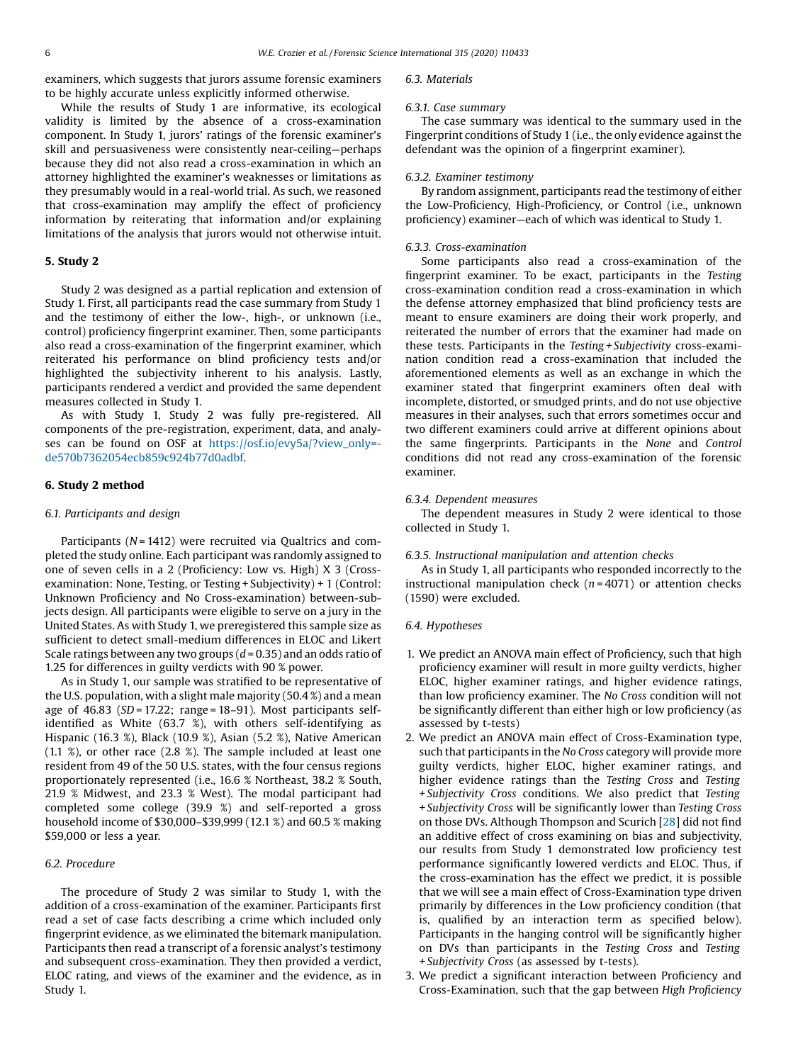examiners, which suggests that jurors assume forensic examiners to be highly accurate unless explicitly informed otherwise.

While the results of Study 1 are informative, its ecological validity is limited by the absence of a cross-examination component. In Study 1, jurors' ratings of the forensic examiner's skill and persuasiveness were consistently near-ceiling—perhaps because they did not also read a cross-examination in which an attorney highlighted the examiner's weaknesses or limitations as they presumably would in a real-world trial. As such, we reasoned that cross-examination may amplify the effect of proficiency information by reiterating that information and/or explaining limitations of the analysis that jurors would not otherwise intuit.

## 5. Study 2

Study 2 was designed as a partial replication and extension of Study 1. First, all participants read the case summary from Study 1 and the testimony of either the low-, high-, or unknown (i.e., control) proficiency fingerprint examiner. Then, some participants also read a cross-examination of the fingerprint examiner, which reiterated his performance on blind proficiency tests and/or highlighted the subjectivity inherent to his analysis. Lastly, participants rendered a verdict and provided the same dependent measures collected in Study 1.

As with Study 1, Study 2 was fully pre-registered. All components of the pre-registration, experiment, data, and analyses can be found on OSF at https://osf.io/evy5a/?view_only=de570b7362054ecb859c924b77d0adbf.

## 6. Study 2 method

### 6.1. Participants and design

Participants ($N = 1412$) were recruited via Qualtrics and completed the study online. Each participant was randomly assigned to one of seven cells in a 2 (Proficiency: Low vs. High) X 3 (Cross-examination: None, Testing, or Testing + Subjectivity) + 1 (Control: Unknown Proficiency and No Cross-examination) between-subjects design. All participants were eligible to serve on a jury in the United States. As with Study 1, we preregistered this sample size as sufficient to detect small-medium differences in ELOC and Likert Scale ratings between any two groups ($d = 0.35$) and an odds ratio of 1.25 for differences in guilty verdicts with 90 % power.

As in Study 1, our sample was stratified to be representative of the U.S. population, with a slight male majority (50.4 %) and a mean age of 46.83 ($SD = 17.22$; range = 18–91). Most participants self-identified as White (63.7 %), with others self-identifying as Hispanic (16.3 %), Black (10.9 %), Asian (5.2 %), Native American (1.1 %), or other race (2.8 %). The sample included at least one resident from 49 of the 50 U.S. states, with the four census regions proportionately represented (i.e., 16.6 % Northeast, 38.2 % South, 21.9 % Midwest, and 23.3 % West). The modal participant had completed some college (39.9 %) and self-reported a gross household income of $30,000–$39,999 (12.1 %) and 60.5 % making $59,000 or less a year.

### 6.2. Procedure

The procedure of Study 2 was similar to Study 1, with the addition of a cross-examination of the examiner. Participants first read a set of case facts describing a crime which included only fingerprint evidence, as we eliminated the bitemark manipulation. Participants then read a transcript of a forensic analyst's testimony and subsequent cross-examination. They then provided a verdict, ELOC rating, and views of the examiner and the evidence, as in Study 1.

### 6.3. Materials

#### 6.3.1. Case summary

The case summary was identical to the summary used in the Fingerprint conditions of Study 1 (i.e., the only evidence against the defendant was the opinion of a fingerprint examiner).

#### 6.3.2. Examiner testimony

By random assignment, participants read the testimony of either the Low-Proficiency, High-Proficiency, or Control (i.e., unknown proficiency) examiner—each of which was identical to Study 1.

#### 6.3.3. Cross-examination

Some participants also read a cross-examination of the fingerprint examiner. To be exact, participants in the *Testing* cross-examination condition read a cross-examination in which the defense attorney emphasized that blind proficiency tests are meant to ensure examiners are doing their work properly, and reiterated the number of errors that the examiner had made on these tests. Participants in the *Testing + Subjectivity* cross-examination condition read a cross-examination that included the aforementioned elements as well as an exchange in which the examiner stated that fingerprint examiners often deal with incomplete, distorted, or smudged prints, and do not use objective measures in their analyses, such that errors sometimes occur and two different examiners could arrive at different opinions about the same fingerprints. Participants in the *None* and *Control* conditions did not read any cross-examination of the forensic examiner.

#### 6.3.4. Dependent measures

The dependent measures in Study 2 were identical to those collected in Study 1.

#### 6.3.5. Instructional manipulation and attention checks

As in Study 1, all participants who responded incorrectly to the instructional manipulation check ($n = 4071$) or attention checks (1590) were excluded.

### 6.4. Hypotheses

1. We predict an ANOVA main effect of Proficiency, such that high proficiency examiner will result in more guilty verdicts, higher ELOC, higher examiner ratings, and higher evidence ratings, than low proficiency examiner. The *No Cross* condition will not be significantly different than either high or low proficiency (as assessed by t-tests)
2. We predict an ANOVA main effect of Cross-Examination type, such that participants in the *No Cross* category will provide more guilty verdicts, higher ELOC, higher examiner ratings, and higher evidence ratings than the *Testing Cross* and *Testing + Subjectivity Cross* conditions. We also predict that *Testing + Subjectivity Cross* will be significantly lower than *Testing Cross* on those DVs. Although Thompson and Scurich [28] did not find an additive effect of cross examining on bias and subjectivity, our results from Study 1 demonstrated low proficiency test performance significantly lowered verdicts and ELOC. Thus, if the cross-examination has the effect we predict, it is possible that we will see a main effect of Cross-Examination type driven primarily by differences in the Low proficiency condition (that is, qualified by an interaction term as specified below). Participants in the hanging control will be significantly higher on DVs than participants in the *Testing Cross* and *Testing + Subjectivity Cross* (as assessed by t-tests).
3. We predict a significant interaction between Proficiency and Cross-Examination, such that the gap between *High Proficiency*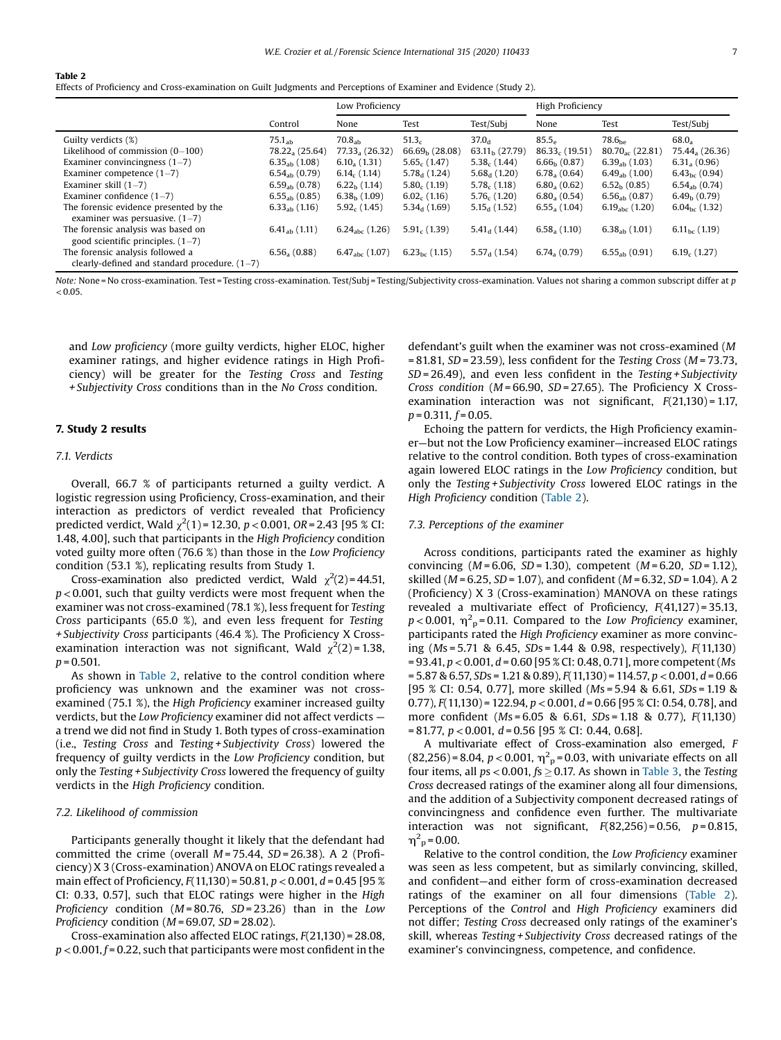**Table 2**
Effects of Proficiency and Cross-examination on Guilt Judgments and Perceptions of Examiner and Evidence (Study 2).

| | Control | Low Proficiency | | | High Proficiency | | |
|---|---|---|---|---|---|---|---|
| | | None | Test | Test/Subj | None | Test | Test/Subj |
| Guilty verdicts (%) | $75.1_{ab}$ | $70.8_{ab}$ | $51.3_{c}$ | $37.0_{d}$ | $85.5_{e}$ | $78.6_{be}$ | $68.0_{a}$ |
| Likelihood of commission (0−100) | $78.22_{a}$ (25.64) | $77.33_{a}$ (26.32) | $66.69_{b}$ (28.08) | $63.11_{b}$ (27.79) | $86.33_{c}$ (19.51) | $80.70_{ac}$ (22.81) | $75.44_{a}$ (26.36) |
| Examiner convincingness (1−7) | $6.35_{ab}$ (1.08) | $6.10_{a}$ (1.31) | $5.65_{c}$ (1.47) | $5.38_{c}$ (1.44) | $6.66_{b}$ (0.87) | $6.39_{ab}$ (1.03) | $6.31_{a}$ (0.96) |
| Examiner competence (1−7) | $6.54_{ab}$ (0.79) | $6.14_{c}$ (1.14) | $5.78_{d}$ (1.24) | $5.68_{d}$ (1.20) | $6.78_{a}$ (0.64) | $6.49_{ab}$ (1.00) | $6.43_{bc}$ (0.94) |
| Examiner skill (1−7) | $6.59_{ab}$ (0.78) | $6.22_{b}$ (1.14) | $5.80_{c}$ (1.19) | $5.78_{c}$ (1.18) | $6.80_{a}$ (0.62) | $6.52_{b}$ (0.85) | $6.54_{ab}$ (0.74) |
| Examiner confidence (1−7) | $6.55_{ab}$ (0.85) | $6.38_{b}$ (1.09) | $6.02_{c}$ (1.16) | $5.76_{c}$ (1.20) | $6.80_{a}$ (0.54) | $6.56_{ab}$ (0.87) | $6.49_{b}$ (0.79) |
| The forensic evidence presented by the examiner was persuasive. (1−7) | $6.33_{ab}$ (1.16) | $5.92_{c}$ (1.45) | $5.34_{d}$ (1.69) | $5.15_{d}$ (1.52) | $6.55_{a}$ (1.04) | $6.19_{abc}$ (1.20) | $6.04_{bc}$ (1.32) |
| The forensic analysis was based on good scientific principles. (1−7) | $6.41_{ab}$ (1.11) | $6.24_{abc}$ (1.26) | $5.91_{c}$ (1.39) | $5.41_{d}$ (1.44) | $6.58_{a}$ (1.10) | $6.38_{ab}$ (1.01) | $6.11_{bc}$ (1.19) |
| The forensic analysis followed a clearly-defined and standard procedure. (1−7) | $6.56_{a}$ (0.88) | $6.47_{abc}$ (1.07) | $6.23_{bc}$ (1.15) | $5.57_{d}$ (1.54) | $6.74_{a}$ (0.79) | $6.55_{ab}$ (0.91) | $6.19_{c}$ (1.27) |

*Note:* None = No cross-examination. Test = Testing cross-examination. Test/Subj = Testing/Subjectivity cross-examination. Values not sharing a common subscript differ at $p < 0.05$.

and *Low proficiency* (more guilty verdicts, higher ELOC, higher examiner ratings, and higher evidence ratings in High Proficiency) will be greater for the *Testing Cross* and *Testing + Subjectivity Cross* conditions than in the *No Cross* condition.

## 7. Study 2 results

### 7.1. Verdicts

Overall, 66.7 % of participants returned a guilty verdict. A logistic regression using Proficiency, Cross-examination, and their interaction as predictors of verdict revealed that Proficiency predicted verdict, Wald $\chi^2(1) = 12.30$, $p < 0.001$, $OR = 2.43$ [95 % CI: 1.48, 4.00], such that participants in the *High Proficiency* condition voted guilty more often (76.6 %) than those in the *Low Proficiency* condition (53.1 %), replicating results from Study 1.

Cross-examination also predicted verdict, Wald $\chi^2(2) = 44.51$, $p < 0.001$, such that guilty verdicts were most frequent when the examiner was not cross-examined (78.1 %), less frequent for *Testing Cross* participants (65.0 %), and even less frequent for *Testing + Subjectivity Cross* participants (46.4 %). The Proficiency X Cross-examination interaction was not significant, Wald $\chi^2(2) = 1.38$, $p = 0.501$.

As shown in Table 2, relative to the control condition where proficiency was unknown and the examiner was not cross-examined (75.1 %), the *High Proficiency* examiner increased guilty verdicts, but the *Low Proficiency* examiner did not affect verdicts — a trend we did not find in Study 1. Both types of cross-examination (i.e., *Testing Cross* and *Testing + Subjectivity Cross*) lowered the frequency of guilty verdicts in the *Low Proficiency* condition, but only the *Testing + Subjectivity Cross* lowered the frequency of guilty verdicts in the *High Proficiency* condition.

### 7.2. Likelihood of commission

Participants generally thought it likely that the defendant had committed the crime (overall $M = 75.44$, $SD = 26.38$). A 2 (Proficiency) X 3 (Cross-examination) ANOVA on ELOC ratings revealed a main effect of Proficiency, $F(11,130) = 50.81$, $p < 0.001$, $d = 0.45$ [95 % CI: 0.33, 0.57], such that ELOC ratings were higher in the *High Proficiency* condition ($M = 80.76$, $SD = 23.26$) than in the *Low Proficiency* condition ($M = 69.07$, $SD = 28.02$).

Cross-examination also affected ELOC ratings, $F(21,130) = 28.08$, $p < 0.001$, $f = 0.22$, such that participants were most confident in the defendant's guilt when the examiner was not cross-examined ($M = 81.81$, $SD = 23.59$), less confident for the *Testing Cross* ($M = 73.73$, $SD = 26.49$), and even less confident in the *Testing + Subjectivity Cross condition* ($M = 66.90$, $SD = 27.65$). The Proficiency X Cross-examination interaction was not significant, $F(21,130) = 1.17$, $p = 0.311$, $f = 0.05$.

Echoing the pattern for verdicts, the High Proficiency examiner—but not the Low Proficiency examiner—increased ELOC ratings relative to the control condition. Both types of cross-examination again lowered ELOC ratings in the *Low Proficiency* condition, but only the *Testing + Subjectivity Cross* lowered ELOC ratings in the *High Proficiency* condition (Table 2).

### 7.3. Perceptions of the examiner

Across conditions, participants rated the examiner as highly convincing ($M = 6.06$, $SD = 1.30$), competent ($M = 6.20$, $SD = 1.12$), skilled ($M = 6.25$, $SD = 1.07$), and confident ($M = 6.32$, $SD = 1.04$). A 2 (Proficiency) X 3 (Cross-examination) MANOVA on these ratings revealed a multivariate effect of Proficiency, $F(41,127) = 35.13$, $p < 0.001$, $\eta^2_p = 0.11$. Compared to the *Low Proficiency* examiner, participants rated the *High Proficiency* examiner as more convincing ($Ms = 5.71$ & $6.45$, $SDs = 1.44$ & $0.98$, respectively), $F(11,130) = 93.41$, $p < 0.001$, $d = 0.60$ [95 % CI: 0.48, 0.71], more competent ($Ms = 5.87$ & $6.57$, $SDs = 1.21$ & $0.89$), $F(11,130) = 114.57$, $p < 0.001$, $d = 0.66$ [95 % CI: 0.54, 0.77], more skilled ($Ms = 5.94$ & $6.61$, $SDs = 1.19$ & $0.77$), $F(11,130) = 122.94$, $p < 0.001$, $d = 0.66$ [95 % CI: 0.54, 0.78], and more confident ($Ms = 6.05$ & $6.61$, $SDs = 1.18$ & $0.77$), $F(11,130) = 81.77$, $p < 0.001$, $d = 0.56$ [95 % CI: 0.44, 0.68].

A multivariate effect of Cross-examination also emerged, $F(82,256) = 8.04$, $p < 0.001$, $\eta^2_p = 0.03$, with univariate effects on all four items, all $ps < 0.001$, $fs \geq 0.17$. As shown in Table 3, the *Testing Cross* decreased ratings of the examiner along all four dimensions, and the addition of a Subjectivity component decreased ratings of convincingness and confidence even further. The multivariate interaction was not significant, $F(82,256) = 0.56$, $p = 0.815$, $\eta^2_p = 0.00$.

Relative to the control condition, the *Low Proficiency* examiner was seen as less competent, but as similarly convincing, skilled, and confident—and either form of cross-examination decreased ratings of the examiner on all four dimensions (Table 2). Perceptions of the *Control* and *High Proficiency* examiners did not differ; *Testing Cross* decreased only ratings of the examiner's skill, whereas *Testing + Subjectivity Cross* decreased ratings of the examiner's convincingness, competence, and confidence.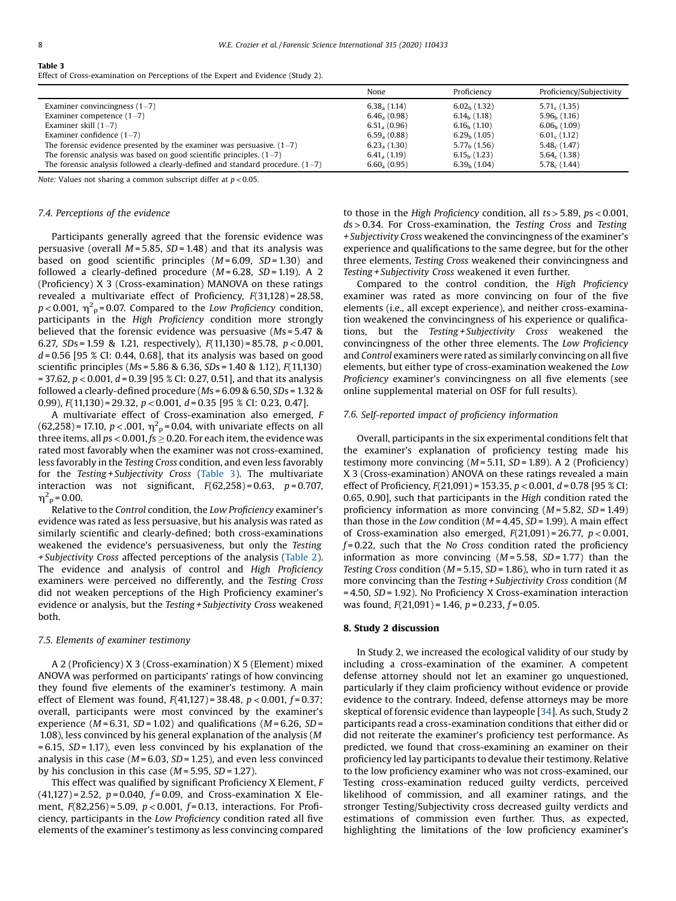**Table 3**
Effect of Cross-examination on Perceptions of the Expert and Evidence (Study 2).

| | None | Proficiency | Proficiency/Subjectivity |
|---|---|---|---|
| Examiner convincingness (1–7) | $6.38_a$ (1.14) | $6.02_b$ (1.32) | $5.71_c$ (1.35) |
| Examiner competence (1–7) | $6.46_a$ (0.98) | $6.14_b$ (1.18) | $5.96_b$ (1.16) |
| Examiner skill (1–7) | $6.51_a$ (0.96) | $6.16_b$ (1.10) | $6.06_b$ (1.09) |
| Examiner confidence (1–7) | $6.59_a$ (0.88) | $6.29_b$ (1.05) | $6.01_c$ (1.12) |
| The forensic evidence presented by the examiner was persuasive. (1–7) | $6.23_a$ (1.30) | $5.77_b$ (1.56) | $5.48_c$ (1.47) |
| The forensic analysis was based on good scientific principles. (1–7) | $6.41_a$ (1.19) | $6.15_b$ (1.23) | $5.64_c$ (1.38) |
| The forensic analysis followed a clearly-defined and standard procedure. (1–7) | $6.60_a$ (0.95) | $6.39_b$ (1.04) | $5.78_c$ (1.44) |

*Note:* Values not sharing a common subscript differ at $p < 0.05$.

### 7.4. Perceptions of the evidence

Participants generally agreed that the forensic evidence was persuasive (overall $M = 5.85$, $SD = 1.48$) and that its analysis was based on good scientific principles ($M = 6.09$, $SD = 1.30$) and followed a clearly-defined procedure ($M = 6.28$, $SD = 1.19$). A 2 (Proficiency) X 3 (Cross-examination) MANOVA on these ratings revealed a multivariate effect of Proficiency, $F(31,128) = 28.58$, $p < 0.001$, $\eta^2_p = 0.07$. Compared to the *Low Proficiency* condition, participants in the *High Proficiency* condition more strongly believed that the forensic evidence was persuasive ($Ms = 5.47$ & $6.27$, $SDs = 1.59$ & $1.21$, respectively), $F(11,130) = 85.78$, $p < 0.001$, $d = 0.56$ [95 % CI: 0.44, 0.68], that its analysis was based on good scientific principles ($Ms = 5.86$ & $6.36$, $SDs = 1.40$ & $1.12$), $F(11,130) = 37.62$, $p < 0.001$, $d = 0.39$ [95 % CI: 0.27, 0.51], and that its analysis followed a clearly-defined procedure ($Ms = 6.09$ & $6.50$, $SDs = 1.32$ & $0.99$), $F(11,130) = 29.32$, $p < 0.001$, $d = 0.35$ [95 % CI: 0.23, 0.47].

A multivariate effect of Cross-examination also emerged, $F(62,258) = 17.10$, $p < .001$, $\eta^2_p = 0.04$, with univariate effects on all three items, all $ps < 0.001$, $fs \geq 0.20$. For each item, the evidence was rated most favorably when the examiner was not cross-examined, less favorably in the *Testing Cross* condition, and even less favorably for the *Testing + Subjectivity Cross* (Table 3). The multivariate interaction was not significant, $F(62,258) = 0.63$, $p = 0.707$, $\eta^2_p = 0.00$.

Relative to the *Control* condition, the *Low Proficiency* examiner's evidence was rated as less persuasive, but his analysis was rated as similarly scientific and clearly-defined; both cross-examinations weakened the evidence's persuasiveness, but only the *Testing + Subjectivity Cross* affected perceptions of the analysis (Table 2). The evidence and analysis of control and *High Proficiency* examiners were perceived no differently, and the *Testing Cross* did not weaken perceptions of the High Proficiency examiner's evidence or analysis, but the *Testing + Subjectivity Cross* weakened both.

### 7.5. Elements of examiner testimony

A 2 (Proficiency) X 3 (Cross-examination) X 5 (Element) mixed ANOVA was performed on participants' ratings of how convincing they found five elements of the examiner's testimony. A main effect of Element was found, $F(41,127) = 38.48$, $p < 0.001$, $f = 0.37$; overall, participants were most convinced by the examiner's experience ($M = 6.31$, $SD = 1.02$) and qualifications ($M = 6.26$, $SD = 1.08$), less convinced by his general explanation of the analysis ($M = 6.15$, $SD = 1.17$), even less convinced by his explanation of the analysis in this case ($M = 6.03$, $SD = 1.25$), and even less convinced by his conclusion in this case ($M = 5.95$, $SD = 1.27$).

This effect was qualified by significant Proficiency X Element, $F(41,127) = 2.52$, $p = 0.040$, $f = 0.09$, and Cross-examination X Element, $F(82,256) = 5.09$, $p < 0.001$, $f = 0.13$, interactions. For Proficiency, participants in the *Low Proficiency* condition rated all five elements of the examiner's testimony as less convincing compared to those in the *High Proficiency* condition, all $ts > 5.89$, $ps < 0.001$, $ds > 0.34$. For Cross-examination, the *Testing Cross* and *Testing + Subjectivity Cross* weakened the convincingness of the examiner's experience and qualifications to the same degree, but for the other three elements, *Testing Cross* weakened their convincingness and *Testing + Subjectivity Cross* weakened it even further.

Compared to the control condition, the *High Proficiency* examiner was rated as more convincing on four of the five elements (i.e., all except experience), and neither cross-examination weakened the convincingness of his experience or qualifications, but the *Testing + Subjectivity Cross* weakened the convincingness of the other three elements. The *Low Proficiency* and *Control* examiners were rated as similarly convincing on all five elements, but either type of cross-examination weakened the *Low Proficiency* examiner's convincingness on all five elements (see online supplemental material on OSF for full results).

### 7.6. Self-reported impact of proficiency information

Overall, participants in the six experimental conditions felt that the examiner's explanation of proficiency testing made his testimony more convincing ($M = 5.11$, $SD = 1.89$). A 2 (Proficiency) X 3 (Cross-examination) ANOVA on these ratings revealed a main effect of Proficiency, $F(21,091) = 153.35$, $p < 0.001$, $d = 0.78$ [95 % CI: 0.65, 0.90], such that participants in the *High* condition rated the proficiency information as more convincing ($M = 5.82$, $SD = 1.49$) than those in the *Low* condition ($M = 4.45$, $SD = 1.99$). A main effect of Cross-examination also emerged, $F(21,091) = 26.77$, $p < 0.001$, $f = 0.22$, such that the *No Cross* condition rated the proficiency information as more convincing ($M = 5.58$, $SD = 1.77$) than the *Testing Cross* condition ($M = 5.15$, $SD = 1.86$), who in turn rated it as more convincing than the *Testing + Subjectivity Cross* condition ($M = 4.50$, $SD = 1.92$). No Proficiency X Cross-examination interaction was found, $F(21,091) = 1.46$, $p = 0.233$, $f = 0.05$.

## 8. Study 2 discussion

In Study 2, we increased the ecological validity of our study by including a cross-examination of the examiner. A competent defense attorney should not let an examiner go unquestioned, particularly if they claim proficiency without evidence or provide evidence to the contrary. Indeed, defense attorneys may be more skeptical of forensic evidence than laypeople [34]. As such, Study 2 participants read a cross-examination conditions that either did or did not reiterate the examiner's proficiency test performance. As predicted, we found that cross-examining an examiner on their proficiency led lay participants to devalue their testimony. Relative to the low proficiency examiner who was not cross-examined, our Testing cross-examination reduced guilty verdicts, perceived likelihood of commission, and all examiner ratings, and the stronger Testing/Subjectivity cross decreased guilty verdicts and estimations of commission even further. Thus, as expected, highlighting the limitations of the low proficiency examiner's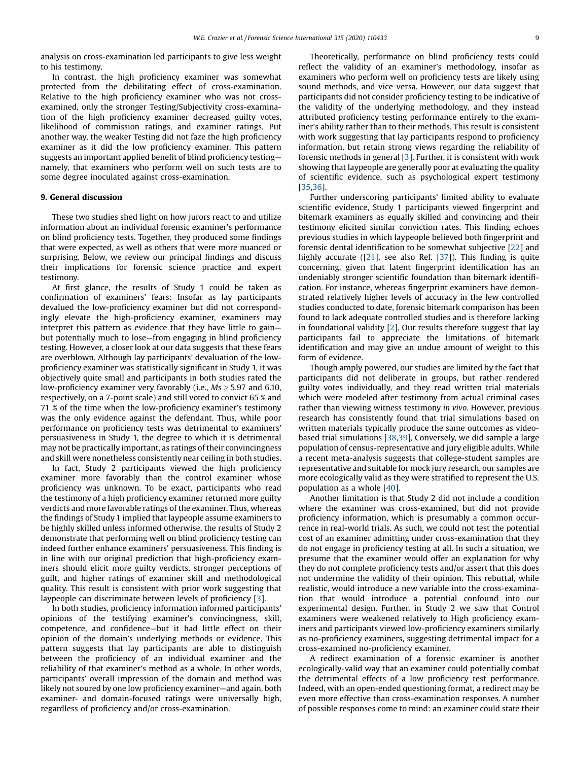analysis on cross-examination led participants to give less weight to his testimony.

In contrast, the high proficiency examiner was somewhat protected from the debilitating effect of cross-examination. Relative to the high proficiency examiner who was not cross-examined, only the stronger Testing/Subjectivity cross-examination of the high proficiency examiner decreased guilty votes, likelihood of commission ratings, and examiner ratings. Put another way, the weaker Testing did not faze the high proficiency examiner as it did the low proficiency examiner. This pattern suggests an important applied benefit of blind proficiency testing—namely, that examiners who perform well on such tests are to some degree inoculated against cross-examination.

## 9. General discussion

These two studies shed light on how jurors react to and utilize information about an individual forensic examiner's performance on blind proficiency tests. Together, they produced some findings that were expected, as well as others that were more nuanced or surprising. Below, we review our principal findings and discuss their implications for forensic science practice and expert testimony.

At first glance, the results of Study 1 could be taken as confirmation of examiners' fears: Insofar as lay participants devalued the low-proficiency examiner but did not correspondingly elevate the high-proficiency examiner, examiners may interpret this pattern as evidence that they have little to gain—but potentially much to lose—from engaging in blind proficiency testing. However, a closer look at our data suggests that these fears are overblown. Although lay participants' devaluation of the low-proficiency examiner was statistically significant in Study 1, it was objectively quite small and participants in both studies rated the low-proficiency examiner very favorably (i.e., $Ms \geq 5.97$ and 6.10, respectively, on a 7-point scale) and still voted to convict 65 % and 71 % of the time when the low-proficiency examiner's testimony was the only evidence against the defendant. Thus, while poor performance on proficiency tests was detrimental to examiners' persuasiveness in Study 1, the degree to which it is detrimental may not be practically important, as ratings of their convincingness and skill were nonetheless consistently near ceiling in both studies.

In fact, Study 2 participants viewed the high proficiency examiner more favorably than the control examiner whose proficiency was unknown. To be exact, participants who read the testimony of a high proficiency examiner returned more guilty verdicts and more favorable ratings of the examiner. Thus, whereas the findings of Study 1 implied that laypeople assume examiners to be highly skilled unless informed otherwise, the results of Study 2 demonstrate that performing well on blind proficiency testing can indeed further enhance examiners' persuasiveness. This finding is in line with our original prediction that high-proficiency examiners should elicit more guilty verdicts, stronger perceptions of guilt, and higher ratings of examiner skill and methodological quality. This result is consistent with prior work suggesting that laypeople can discriminate between levels of proficiency [3].

In both studies, proficiency information informed participants' opinions of the testifying examiner's convincingness, skill, competence, and confidence—but it had little effect on their opinion of the domain's underlying methods or evidence. This pattern suggests that lay participants are able to distinguish between the proficiency of an individual examiner and the reliability of that examiner's method as a whole. In other words, participants' overall impression of the domain and method was likely not soured by one low proficiency examiner—and again, both examiner- and domain-focused ratings were universally high, regardless of proficiency and/or cross-examination.

Theoretically, performance on blind proficiency tests could reflect the validity of an examiner's methodology, insofar as examiners who perform well on proficiency tests are likely using sound methods, and vice versa. However, our data suggest that participants did not consider proficiency testing to be indicative of the validity of the underlying methodology, and they instead attributed proficiency testing performance entirely to the examiner's ability rather than to their methods. This result is consistent with work suggesting that lay participants respond to proficiency information, but retain strong views regarding the reliability of forensic methods in general [3]. Further, it is consistent with work showing that laypeople are generally poor at evaluating the quality of scientific evidence, such as psychological expert testimony [35,36].

Further underscoring participants' limited ability to evaluate scientific evidence, Study 1 participants viewed fingerprint and bitemark examiners as equally skilled and convincing and their testimony elicited similar conviction rates. This finding echoes previous studies in which laypeople believed both fingerprint and forensic dental identification to be somewhat subjective [22] and highly accurate ([21], see also Ref. [37]). This finding is quite concerning, given that latent fingerprint identification has an undeniably stronger scientific foundation than bitemark identification. For instance, whereas fingerprint examiners have demonstrated relatively higher levels of accuracy in the few controlled studies conducted to date, forensic bitemark comparison has been found to lack adequate controlled studies and is therefore lacking in foundational validity [2]. Our results therefore suggest that lay participants fail to appreciate the limitations of bitemark identification and may give an undue amount of weight to this form of evidence.

Though amply powered, our studies are limited by the fact that participants did not deliberate in groups, but rather rendered guilty votes individually, and they read written trial materials which were modeled after testimony from actual criminal cases rather than viewing witness testimony *in vivo*. However, previous research has consistently found that trial simulations based on written materials typically produce the same outcomes as video-based trial simulations [38,39], Conversely, we did sample a large population of census-representative and jury eligible adults. While a recent meta-analysis suggests that college-student samples are representative and suitable for mock jury research, our samples are more ecologically valid as they were stratified to represent the U.S. population as a whole [40].

Another limitation is that Study 2 did not include a condition where the examiner was cross-examined, but did not provide proficiency information, which is presumably a common occurrence in real-world trials. As such, we could not test the potential cost of an examiner admitting under cross-examination that they do not engage in proficiency testing at all. In such a situation, we presume that the examiner would offer an explanation for why they do not complete proficiency tests and/or assert that this does not undermine the validity of their opinion. This rebuttal, while realistic, would introduce a new variable into the cross-examination that would introduce a potential confound into our experimental design. Further, in Study 2 we saw that Control examiners were weakened relatively to High proficiency examiners and participants viewed low-proficiency examiners similarly as no-proficiency examiners, suggesting detrimental impact for a cross-examined no-proficiency examiner.

A redirect examination of a forensic examiner is another ecologically-valid way that an examiner could potentially combat the detrimental effects of a low proficiency test performance. Indeed, with an open-ended questioning format, a redirect may be even more effective than cross-examination responses. A number of possible responses come to mind: an examiner could state their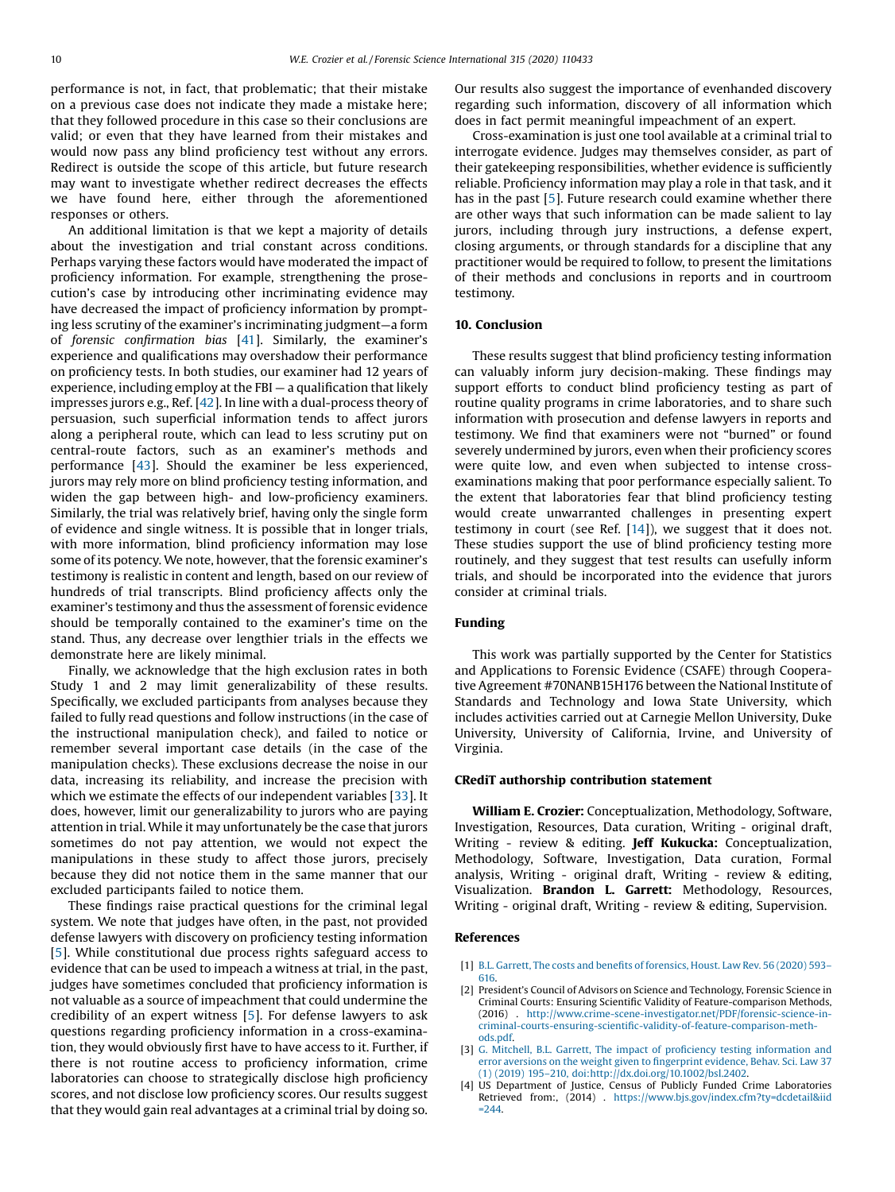performance is not, in fact, that problematic; that their mistake on a previous case does not indicate they made a mistake here; that they followed procedure in this case so their conclusions are valid; or even that they have learned from their mistakes and would now pass any blind proficiency test without any errors. Redirect is outside the scope of this article, but future research may want to investigate whether redirect decreases the effects we have found here, either through the aforementioned responses or others.

An additional limitation is that we kept a majority of details about the investigation and trial constant across conditions. Perhaps varying these factors would have moderated the impact of proficiency information. For example, strengthening the prosecution's case by introducing other incriminating evidence may have decreased the impact of proficiency information by prompting less scrutiny of the examiner's incriminating judgment—a form of *forensic confirmation bias* [41]. Similarly, the examiner's experience and qualifications may overshadow their performance on proficiency tests. In both studies, our examiner had 12 years of experience, including employ at the FBI — a qualification that likely impresses jurors e.g., Ref. [42]. In line with a dual-process theory of persuasion, such superficial information tends to affect jurors along a peripheral route, which can lead to less scrutiny put on central-route factors, such as an examiner's methods and performance [43]. Should the examiner be less experienced, jurors may rely more on blind proficiency testing information, and widen the gap between high- and low-proficiency examiners. Similarly, the trial was relatively brief, having only the single form of evidence and single witness. It is possible that in longer trials, with more information, blind proficiency information may lose some of its potency. We note, however, that the forensic examiner's testimony is realistic in content and length, based on our review of hundreds of trial transcripts. Blind proficiency affects only the examiner's testimony and thus the assessment of forensic evidence should be temporally contained to the examiner's time on the stand. Thus, any decrease over lengthier trials in the effects we demonstrate here are likely minimal.

Finally, we acknowledge that the high exclusion rates in both Study 1 and 2 may limit generalizability of these results. Specifically, we excluded participants from analyses because they failed to fully read questions and follow instructions (in the case of the instructional manipulation check), and failed to notice or remember several important case details (in the case of the manipulation checks). These exclusions decrease the noise in our data, increasing its reliability, and increase the precision with which we estimate the effects of our independent variables [33]. It does, however, limit our generalizability to jurors who are paying attention in trial. While it may unfortunately be the case that jurors sometimes do not pay attention, we would not expect the manipulations in these study to affect those jurors, precisely because they did not notice them in the same manner that our excluded participants failed to notice them.

These findings raise practical questions for the criminal legal system. We note that judges have often, in the past, not provided defense lawyers with discovery on proficiency testing information [5]. While constitutional due process rights safeguard access to evidence that can be used to impeach a witness at trial, in the past, judges have sometimes concluded that proficiency information is not valuable as a source of impeachment that could undermine the credibility of an expert witness [5]. For defense lawyers to ask questions regarding proficiency information in a cross-examination, they would obviously first have to have access to it. Further, if there is not routine access to proficiency information, crime laboratories can choose to strategically disclose high proficiency scores, and not disclose low proficiency scores. Our results suggest that they would gain real advantages at a criminal trial by doing so. Our results also suggest the importance of evenhanded discovery regarding such information, discovery of all information which does in fact permit meaningful impeachment of an expert.

Cross-examination is just one tool available at a criminal trial to interrogate evidence. Judges may themselves consider, as part of their gatekeeping responsibilities, whether evidence is sufficiently reliable. Proficiency information may play a role in that task, and it has in the past [5]. Future research could examine whether there are other ways that such information can be made salient to lay jurors, including through jury instructions, a defense expert, closing arguments, or through standards for a discipline that any practitioner would be required to follow, to present the limitations of their methods and conclusions in reports and in courtroom testimony.

## 10. Conclusion

These results suggest that blind proficiency testing information can valuably inform jury decision-making. These findings may support efforts to conduct blind proficiency testing as part of routine quality programs in crime laboratories, and to share such information with prosecution and defense lawyers in reports and testimony. We find that examiners were not "burned" or found severely undermined by jurors, even when their proficiency scores were quite low, and even when subjected to intense cross-examinations making that poor performance especially salient. To the extent that laboratories fear that blind proficiency testing would create unwarranted challenges in presenting expert testimony in court (see Ref. [14]), we suggest that it does not. These studies support the use of blind proficiency testing more routinely, and they suggest that test results can usefully inform trials, and should be incorporated into the evidence that jurors consider at criminal trials.

## Funding

This work was partially supported by the Center for Statistics and Applications to Forensic Evidence (CSAFE) through Cooperative Agreement #70NANB15H176 between the National Institute of Standards and Technology and Iowa State University, which includes activities carried out at Carnegie Mellon University, Duke University, University of California, Irvine, and University of Virginia.

## CRediT authorship contribution statement

**William E. Crozier:** Conceptualization, Methodology, Software, Investigation, Resources, Data curation, Writing - original draft, Writing - review & editing. **Jeff Kukucka:** Conceptualization, Methodology, Software, Investigation, Data curation, Formal analysis, Writing - original draft, Writing - review & editing, Visualization. **Brandon L. Garrett:** Methodology, Resources, Writing - original draft, Writing - review & editing, Supervision.

## References

[1] B.L. Garrett, The costs and benefits of forensics, Houst. Law Rev. 56 (2020) 593–616.

[2] President's Council of Advisors on Science and Technology, Forensic Science in Criminal Courts: Ensuring Scientific Validity of Feature-comparison Methods, (2016) . http://www.crime-scene-investigator.net/PDF/forensic-science-in-criminal-courts-ensuring-scientific-validity-of-feature-comparison-methods.pdf.

[3] G. Mitchell, B.L. Garrett, The impact of proficiency testing information and error aversions on the weight given to fingerprint evidence, Behav. Sci. Law 37 (1) (2019) 195–210, doi:http://dx.doi.org/10.1002/bsl.2402.

[4] US Department of Justice, Census of Publicly Funded Crime Laboratories Retrieved from:, (2014) . https://www.bjs.gov/index.cfm?ty=dcdetail&iid=244.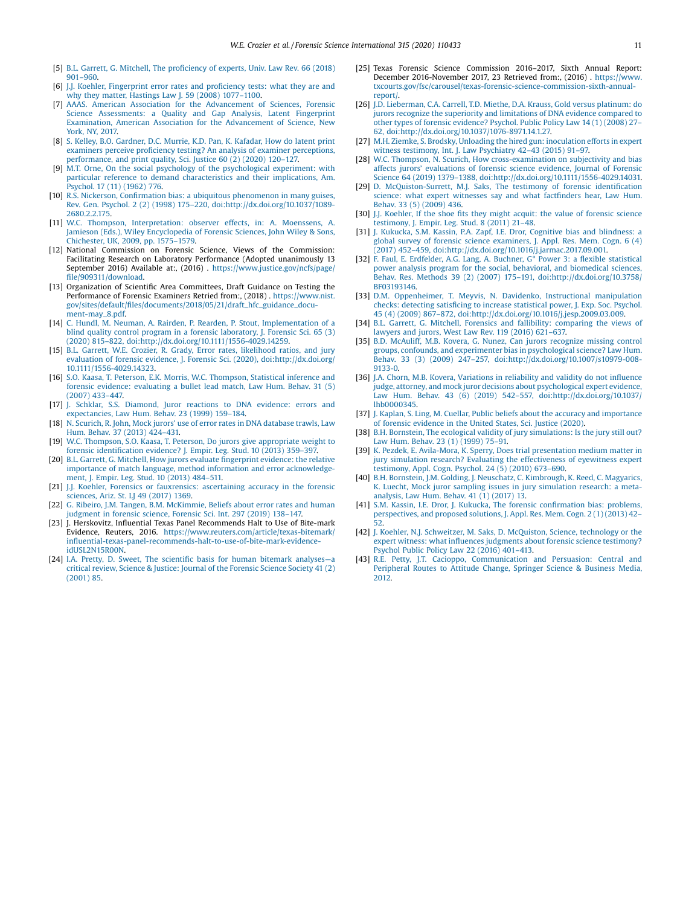[5] B.L. Garrett, G. Mitchell, The proficiency of experts, Univ. Law Rev. 66 (2018) 901–960.

[6] J.J. Koehler, Fingerprint error rates and proficiency tests: what they are and why they matter, Hastings Law J. 59 (2008) 1077–1100.

[7] AAAS. American Association for the Advancement of Sciences, Forensic Science Assessments: a Quality and Gap Analysis, Latent Fingerprint Examination, American Association for the Advancement of Science, New York, NY, 2017.

[8] S. Kelley, B.O. Gardner, D.C. Murrie, K.D. Pan, K. Kafadar, How do latent print examiners perceive proficiency testing? An analysis of examiner perceptions, performance, and print quality, Sci. Justice 60 (2) (2020) 120–127.

[9] M.T. Orne, On the social psychology of the psychological experiment: with particular reference to demand characteristics and their implications, Am. Psychol. 17 (11) (1962) 776.

[10] R.S. Nickerson, Confirmation bias: a ubiquitous phenomenon in many guises, Rev. Gen. Psychol. 2 (2) (1998) 175–220, doi:http://dx.doi.org/10.1037/1089-2680.2.2.175.

[11] W.C. Thompson, Interpretation: observer effects, in: A. Moenssens, A. Jamieson (Eds.), Wiley Encyclopedia of Forensic Sciences, John Wiley & Sons, Chichester, UK, 2009, pp. 1575–1579.

[12] National Commission on Forensic Science, Views of the Commission: Facilitating Research on Laboratory Performance (Adopted unanimously 13 September 2016) Available at:, (2016) . https://www.justice.gov/ncfs/page/file/909311/download.

[13] Organization of Scientific Area Committees, Draft Guidance on Testing the Performance of Forensic Examiners Retried from:, (2018) . https://www.nist.gov/sites/default/files/documents/2018/05/21/draft_hfc_guidance_document-may_8.pdf.

[14] C. Hundl, M. Neuman, A. Rairden, P. Rearden, P. Stout, Implementation of a blind quality control program in a forensic laboratory, J. Forensic Sci. 65 (3) (2020) 815–822, doi:http://dx.doi.org/10.1111/1556-4029.14259.

[15] B.L. Garrett, W.E. Crozier, R. Grady, Error rates, likelihood ratios, and jury evaluation of forensic evidence, J. Forensic Sci. (2020), doi:http://dx.doi.org/10.1111/1556-4029.14323.

[16] S.O. Kaasa, T. Peterson, E.K. Morris, W.C. Thompson, Statistical inference and forensic evidence: evaluating a bullet lead match, Law Hum. Behav. 31 (5) (2007) 433–447.

[17] J. Schklar, S.S. Diamond, Juror reactions to DNA evidence: errors and expectancies, Law Hum. Behav. 23 (1999) 159–184.

[18] N. Scurich, R. John, Mock jurors' use of error rates in DNA database trawls, Law Hum. Behav. 37 (2013) 424–431.

[19] W.C. Thompson, S.O. Kaasa, T. Peterson, Do jurors give appropriate weight to forensic identification evidence? J. Empir. Leg. Stud. 10 (2013) 359–397.

[20] B.L. Garrett, G. Mitchell, How jurors evaluate fingerprint evidence: the relative importance of match language, method information and error acknowledgement, J. Empir. Leg. Stud. 10 (2013) 484–511.

[21] J.J. Koehler, Forensics or fauxrensics: ascertaining accuracy in the forensic sciences, Ariz. St. LJ 49 (2017) 1369.

[22] G. Ribeiro, J.M. Tangen, B.M. McKimmie, Beliefs about error rates and human judgment in forensic science, Forensic Sci. Int. 297 (2019) 138–147.

[23] J. Herskovitz, Influential Texas Panel Recommends Halt to Use of Bite-mark Evidence, Reuters, 2016. https://www.reuters.com/article/texas-bitemark/influential-texas-panel-recommends-halt-to-use-of-bite-mark-evidence-idUSL2N15R00N.

[24] I.A. Pretty, D. Sweet, The scientific basis for human bitemark analyses—a critical review, Science & Justice: Journal of the Forensic Science Society 41 (2) (2001) 85.

[25] Texas Forensic Science Commission 2016–2017, Sixth Annual Report: December 2016-November 2017, 23 Retrieved from:, (2016) . https://www.txcourts.gov/fsc/carousel/texas-forensic-science-commission-sixth-annual-report/.

[26] J.D. Lieberman, C.A. Carrell, T.D. Miethe, D.A. Krauss, Gold versus platinum: do jurors recognize the superiority and limitations of DNA evidence compared to other types of forensic evidence? Psychol. Public Policy Law 14 (1) (2008) 27–62, doi:http://dx.doi.org/10.1037/1076-8971.14.1.27.

[27] M.H. Ziemke, S. Brodsky, Unloading the hired gun: inoculation efforts in expert witness testimony, Int. J. Law Psychiatry 42–43 (2015) 91–97.

[28] W.C. Thompson, N. Scurich, How cross-examination on subjectivity and bias affects jurors' evaluations of forensic science evidence, Journal of Forensic Science 64 (2019) 1379–1388, doi:http://dx.doi.org/10.1111/1556-4029.14031.

[29] D. McQuiston-Surrett, M.J. Saks, The testimony of forensic identification science: what expert witnesses say and what factfinders hear, Law Hum. Behav. 33 (5) (2009) 436.

[30] J.J. Koehler, If the shoe fits they might acquit: the value of forensic science testimony, J. Empir. Leg. Stud. 8 (2011) 21–48.

[31] J. Kukucka, S.M. Kassin, P.A. Zapf, I.E. Dror, Cognitive bias and blindness: a global survey of forensic science examiners, J. Appl. Res. Mem. Cogn. 6 (4) (2017) 452–459, doi:http://dx.doi.org/10.1016/j.jarmac.2017.09.001.

[32] F. Faul, E. Erdfelder, A.G. Lang, A. Buchner, G* Power 3: a flexible statistical power analysis program for the social, behavioral, and biomedical sciences, Behav. Res. Methods 39 (2) (2007) 175–191, doi:http://dx.doi.org/10.3758/BF03193146.

[33] D.M. Oppenheimer, T. Meyvis, N. Davidenko, Instructional manipulation checks: detecting satisficing to increase statistical power, J. Exp. Soc. Psychol. 45 (4) (2009) 867–872, doi:http://dx.doi.org/10.1016/j.jesp.2009.03.009.

[34] B.L. Garrett, G. Mitchell, Forensics and fallibility: comparing the views of lawyers and jurors, West Law Rev. 119 (2016) 621–637.

[35] B.D. McAuliff, M.B. Kovera, G. Nunez, Can jurors recognize missing control groups, confounds, and experimenter bias in psychological science? Law Hum. Behav. 33 (3) (2009) 247–257, doi:http://dx.doi.org/10.1007/s10979-008-9133-0.

[36] J.A. Chorn, M.B. Kovera, Variations in reliability and validity do not influence judge, attorney, and mock juror decisions about psychological expert evidence, Law Hum. Behav. 43 (6) (2019) 542–557, doi:http://dx.doi.org/10.1037/lhb0000345.

[37] J. Kaplan, S. Ling, M. Cuellar, Public beliefs about the accuracy and importance of forensic evidence in the United States, Sci. Justice (2020).

[38] B.H. Bornstein, The ecological validity of jury simulations: Is the jury still out? Law Hum. Behav. 23 (1) (1999) 75–91.

[39] K. Pezdek, E. Avila-Mora, K. Sperry, Does trial presentation medium matter in jury simulation research? Evaluating the effectiveness of eyewitness expert testimony, Appl. Cogn. Psychol. 24 (5) (2010) 673–690.

[40] B.H. Bornstein, J.M. Golding, J. Neuschatz, C. Kimbrough, K. Reed, C. Magyarics, K. Luecht, Mock juror sampling issues in jury simulation research: a meta-analysis, Law Hum. Behav. 41 (1) (2017) 13.

[41] S.M. Kassin, I.E. Dror, J. Kukucka, The forensic confirmation bias: problems, perspectives, and proposed solutions, J. Appl. Res. Mem. Cogn. 2 (1) (2013) 42–52.

[42] J. Koehler, N.J. Schweitzer, M. Saks, D. McQuiston, Science, technology or the expert witness: what influences judgments about forensic science testimony? Psychol Public Policy Law 22 (2016) 401–413.

[43] R.E. Petty, J.T. Cacioppo, Communication and Persuasion: Central and Peripheral Routes to Attitude Change, Springer Science & Business Media, 2012.